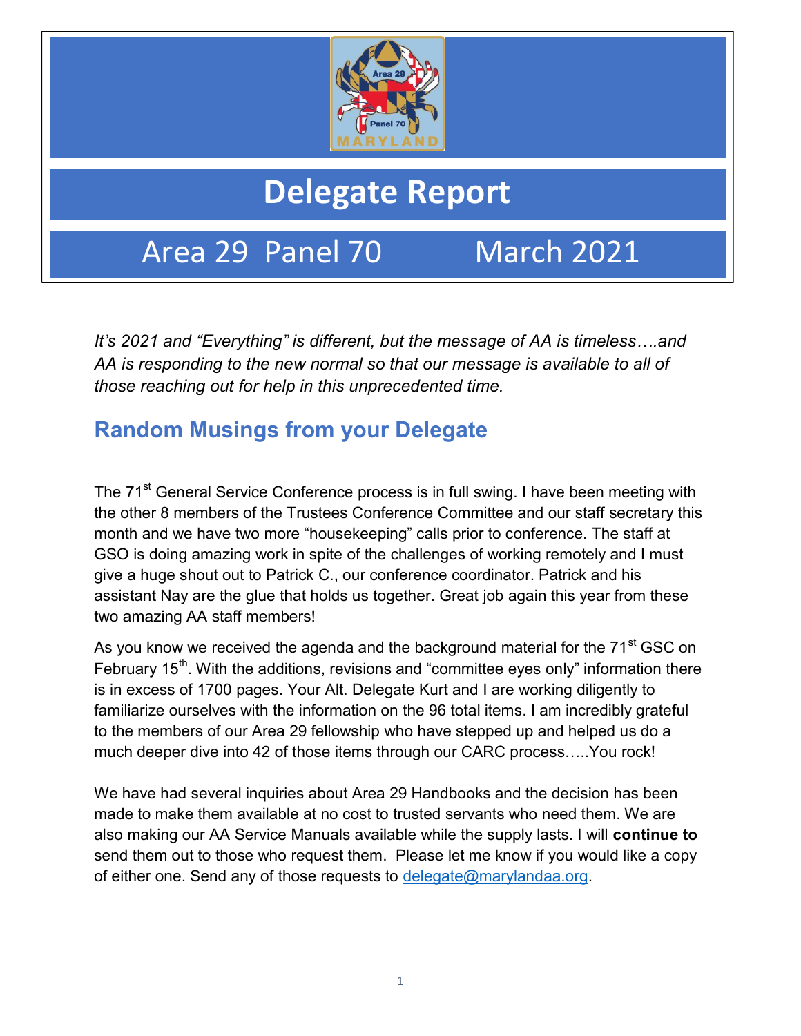# Delegate Report

## Area 29 Panel 70 March 2021

*It's 2021 and "Everything" is different, but the message of AA is timeless….and AA is responding to the new normal so that our message is available to all of those reaching out for help in this unprecedented time.*

## Random Musings from your Delegate

The 71st General Service Conference process is in full swing. I have been meeting with the other 8 members of the Trustees Conference Committee and our staff secretary this month and we have two more "housekeeping" calls prior to conference. The staff at GSO is doing amazing work in spite of the challenges of working remotely and I must give a huge shout out to Patrick C., our conference coordinator. Patrick and his assistant Nay are the glue that holds us together. Great job again this year from these two amazing AA staff members!

As you know we received the agenda and the background material for the 71st GSC on February 15th. With the additions, revisions and "committee eyes only" information there is in excess of 1700 pages. Your Alt. Delegate Kurt and I are working diligently to familiarize ourselves with the information on the 96 total items. I am incredibly grateful to the members of our Area 29 fellowship who have stepped up and helped us do a much deeper dive into 42 of those items through our CARC process…..You rock!

We have had several inquiries about Area 29 Handbooks and the decision has been made to make them available at no cost to trusted servants who need them. We are also making our AA Service Manuals available while the supply lasts. I will **continue to** send them out to those who request them. Please let me know if you would like a copy of either one. Send any of those requests to delegate@marylandaa.org.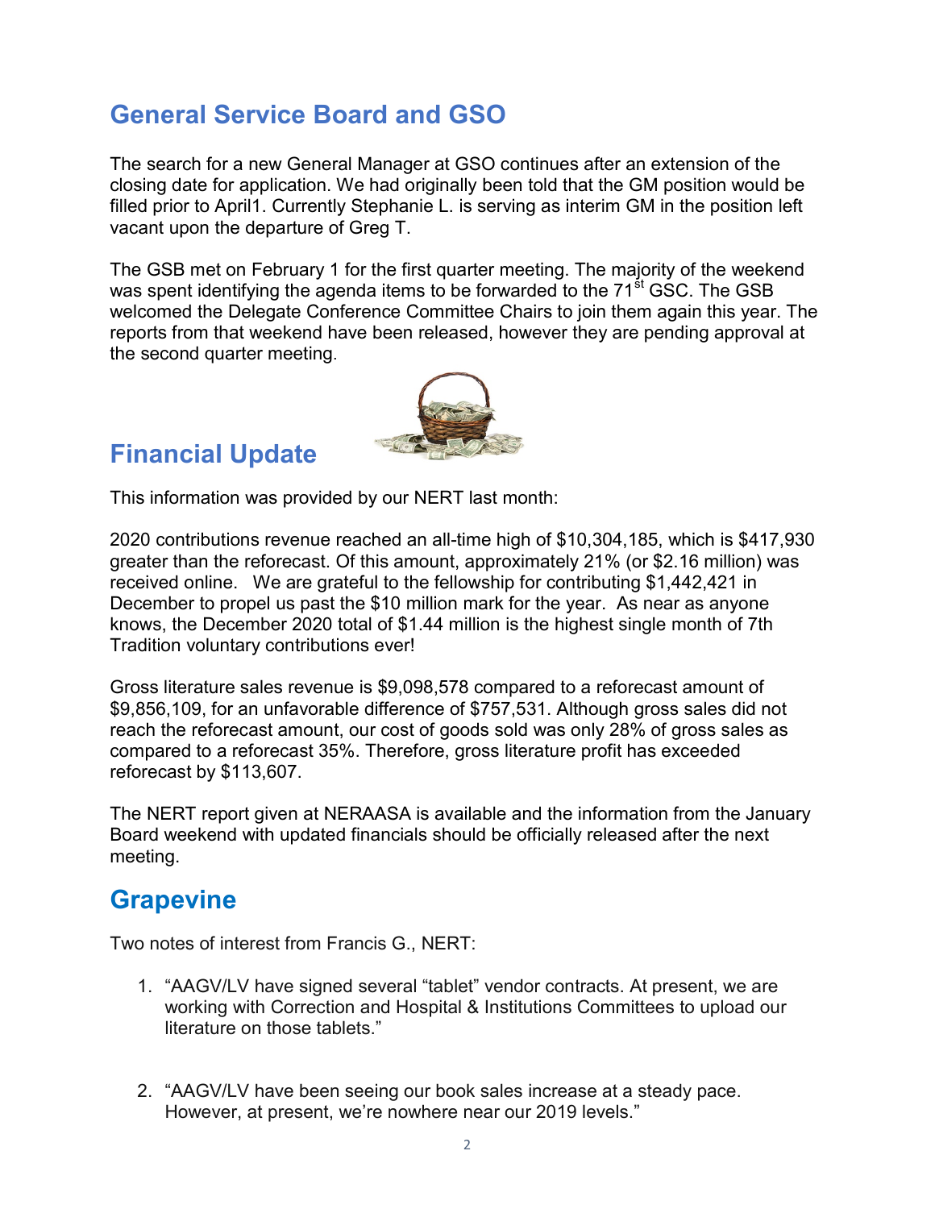## General Service Board and GSO

The search for a new General Manager at GSO continues after an extension of the closing date for application. We had originally been told that the GM position would be filled prior to April1. Currently Stephanie L. is serving as interim GM in the position left vacant upon the departure of Greg T.

The GSB met on February 1 for the first quarter meeting. The majority of the weekend was spent identifying the agenda items to be forwarded to the 71st GSC. The GSB welcomed the Delegate Conference Committee Chairs to join them again this year. The reports from that weekend have been released, however they are pending approval at the second quarter meeting.

## Financial Update

This information was provided by our NERT last month:

2020 contributions revenue reached an all-time high of $10,304,185, which is $417,930 greater than the reforecast. Of this amount, approximately 21% (or $2.16 million) was received online. We are grateful to the fellowship for contributing $1,442,421 in December to propel us past the $10 million mark for the year. As near as anyone knows, the December 2020 total of $1.44 million is the highest single month of 7th Tradition voluntary contributions ever!

Gross literature sales revenue is $9,098,578 compared to a reforecast amount of $9,856,109, for an unfavorable difference of $757,531. Although gross sales did not reach the reforecast amount, our cost of goods sold was only 28% of gross sales as compared to a reforecast 35%. Therefore, gross literature profit has exceeded reforecast by $113,607.

The NERT report given at NERAASA is available and the information from the January Board weekend with updated financials should be officially released after the next meeting.

## Grapevine

Two notes of interest from Francis G., NERT:

1. "AAGV/LV have signed several "tablet" vendor contracts. At present, we are working with Correction and Hospital & Institutions Committees to upload our literature on those tablets."

2. "AAGV/LV have been seeing our book sales increase at a steady pace. However, at present, we're nowhere near our 2019 levels."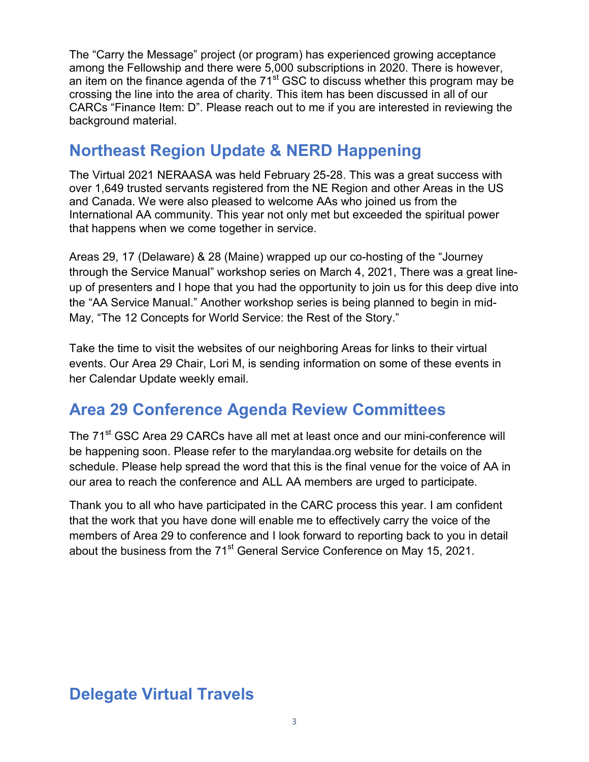The "Carry the Message" project (or program) has experienced growing acceptance among the Fellowship and there were 5,000 subscriptions in 2020. There is however, an item on the finance agenda of the 71st GSC to discuss whether this program may be crossing the line into the area of charity. This item has been discussed in all of our CARCs "Finance Item: D". Please reach out to me if you are interested in reviewing the background material.

## Northeast Region Update & NERD Happening

The Virtual 2021 NERAASA was held February 25-28. This was a great success with over 1,649 trusted servants registered from the NE Region and other Areas in the US and Canada. We were also pleased to welcome AAs who joined us from the International AA community. This year not only met but exceeded the spiritual power that happens when we come together in service.

Areas 29, 17 (Delaware) & 28 (Maine) wrapped up our co-hosting of the "Journey through the Service Manual" workshop series on March 4, 2021, There was a great line-up of presenters and I hope that you had the opportunity to join us for this deep dive into the "AA Service Manual." Another workshop series is being planned to begin in mid-May, "The 12 Concepts for World Service: the Rest of the Story."

Take the time to visit the websites of our neighboring Areas for links to their virtual events. Our Area 29 Chair, Lori M, is sending information on some of these events in her Calendar Update weekly email.

## Area 29 Conference Agenda Review Committees

The 71st GSC Area 29 CARCs have all met at least once and our mini-conference will be happening soon. Please refer to the marylandaa.org website for details on the schedule. Please help spread the word that this is the final venue for the voice of AA in our area to reach the conference and ALL AA members are urged to participate.

Thank you to all who have participated in the CARC process this year. I am confident that the work that you have done will enable me to effectively carry the voice of the members of Area 29 to conference and I look forward to reporting back to you in detail about the business from the 71st General Service Conference on May 15, 2021.

## Delegate Virtual Travels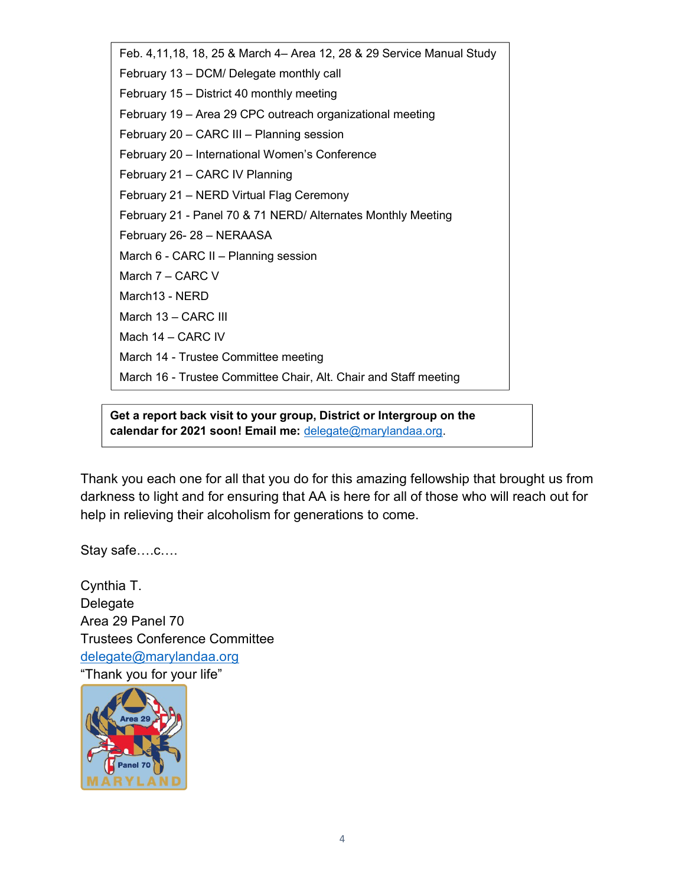Feb. 4,11,18, 18, 25 & March 4– Area 12, 28 & 29 Service Manual Study
February 13 – DCM/ Delegate monthly call
February 15 – District 40 monthly meeting
February 19 – Area 29 CPC outreach organizational meeting
February 20 – CARC III – Planning session
February 20 – International Women's Conference
February 21 – CARC IV Planning
February 21 – NERD Virtual Flag Ceremony
February 21 - Panel 70 & 71 NERD/ Alternates Monthly Meeting
February 26- 28 – NERAASA
March 6 - CARC II – Planning session
March 7 – CARC V
March13 - NERD
March 13 – CARC III
Mach 14 – CARC IV
March 14 - Trustee Committee meeting
March 16 - Trustee Committee Chair, Alt. Chair and Staff meeting

**Get a report back visit to your group, District or Intergroup on the calendar for 2021 soon! Email me:** delegate@marylandaa.org.

Thank you each one for all that you do for this amazing fellowship that brought us from darkness to light and for ensuring that AA is here for all of those who will reach out for help in relieving their alcoholism for generations to come.

Stay safe….c….

Cynthia T.
Delegate
Area 29 Panel 70
Trustees Conference Committee
delegate@marylandaa.org
"Thank you for your life"

Area 29
Panel 70
MARYLAND